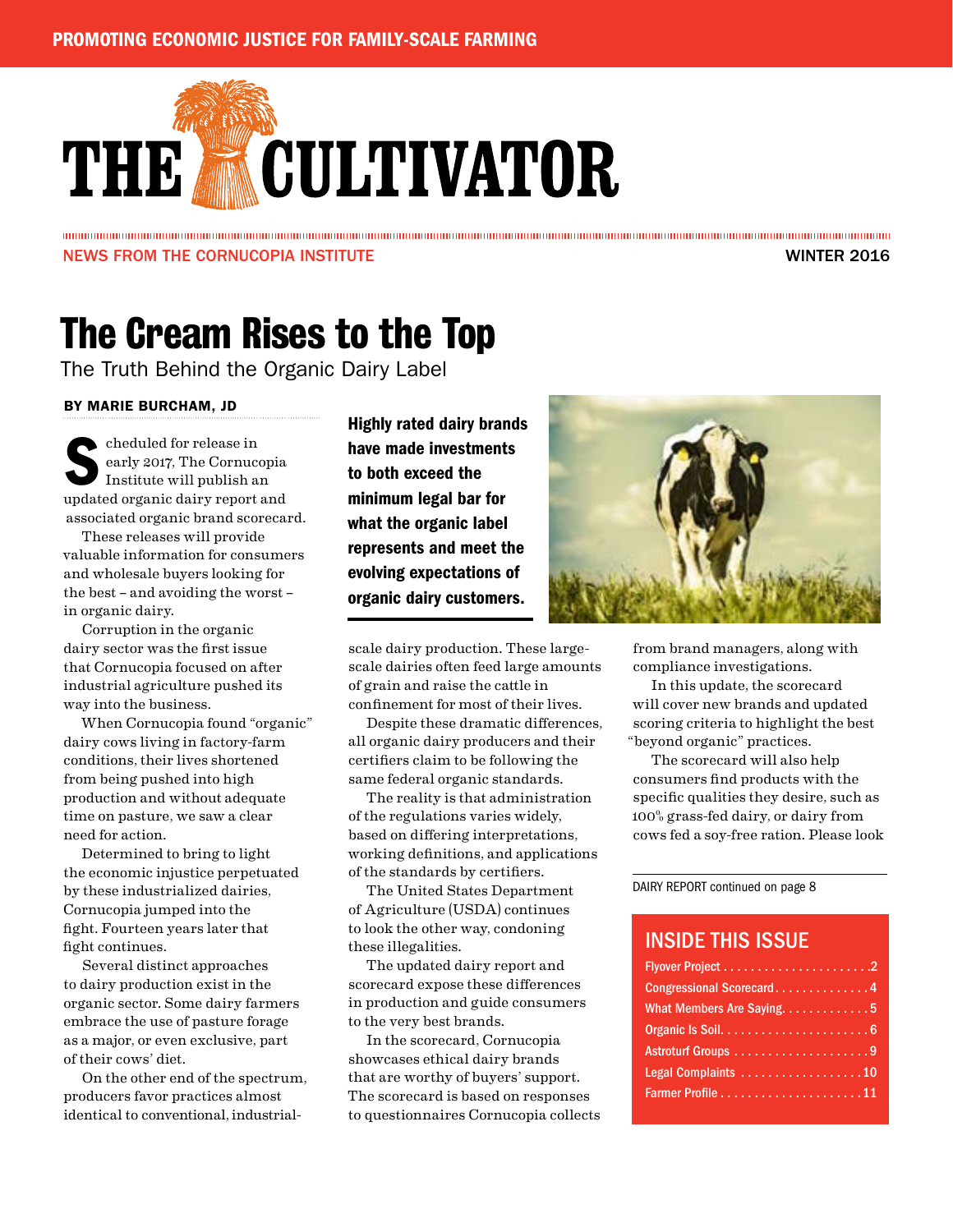PROMOTING ECONOMIC JUSTICE FOR FAMILY-SCALE FARMING

# THE CULTIVATOR

NEWS FROM THE CORNUCOPIA INSTITUTE

WINTER 2016

## The Cream Rises to the Top

The Truth Behind the Organic Dairy Label

**BY MARIE BURCHAM, JD**

Scheduled for release in early 2017, The Cornucopia Institute will publish an updated organic dairy report and associated organic brand scorecard.

These releases will provide valuable information for consumers and wholesale buyers looking for the best – and avoiding the worst – in organic dairy.

Corruption in the organic dairy sector was the first issue that Cornucopia focused on after industrial agriculture pushed its way into the business.

When Cornucopia found "organic" dairy cows living in factory-farm conditions, their lives shortened from being pushed into high production and without adequate time on pasture, we saw a clear need for action.

Determined to bring to light the economic injustice perpetuated by these industrialized dairies, Cornucopia jumped into the fight. Fourteen years later that fight continues.

Several distinct approaches to dairy production exist in the organic sector. Some dairy farmers embrace the use of pasture forage as a major, or even exclusive, part of their cows' diet.

On the other end of the spectrum, producers favor practices almost identical to conventional, industrial-scale dairy production. These large-scale dairies often feed large amounts of grain and raise the cattle in confinement for most of their lives.

**Highly rated dairy brands have made investments to both exceed the minimum legal bar for what the organic label represents and meet the evolving expectations of organic dairy customers.**

Despite these dramatic differences, all organic dairy producers and their certifiers claim to be following the same federal organic standards.

The reality is that administration of the regulations varies widely, based on differing interpretations, working definitions, and applications of the standards by certifiers.

The United States Department of Agriculture (USDA) continues to look the other way, condoning these illegalities.

The updated dairy report and scorecard expose these differences in production and guide consumers to the very best brands.

In the scorecard, Cornucopia showcases ethical dairy brands that are worthy of buyers' support. The scorecard is based on responses to questionnaires Cornucopia collects from brand managers, along with compliance investigations.

In this update, the scorecard will cover new brands and updated scoring criteria to highlight the best "beyond organic" practices.

The scorecard will also help consumers find products with the specific qualities they desire, such as 100% grass-fed dairy, or dairy from cows fed a soy-free ration. Please look

DAIRY REPORT continued on page 8

### INSIDE THIS ISSUE

- Flyover Project ..... 2
- Congressional Scorecard ..... 4
- What Members Are Saying ..... 5
- Organic Is Soil ..... 6
- Astroturf Groups ..... 9
- Legal Complaints ..... 10
- Farmer Profile ..... 11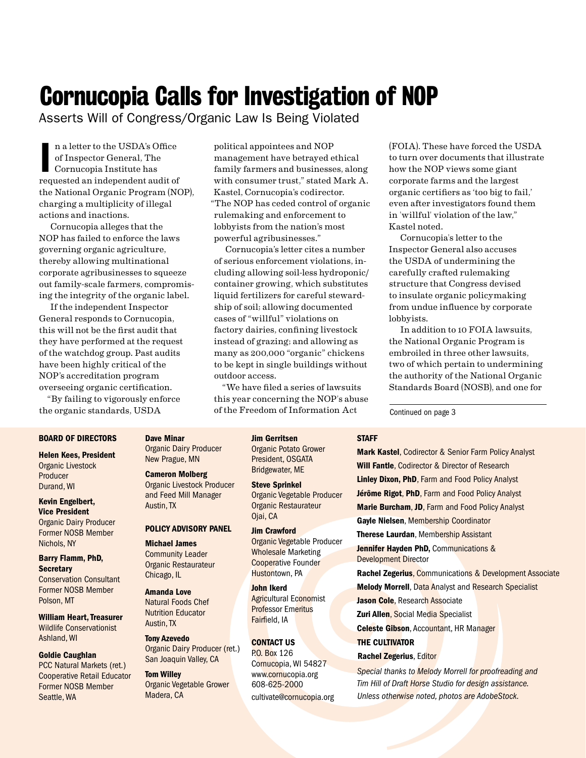# Cornucopia Calls for Investigation of NOP

## Asserts Will of Congress/Organic Law Is Being Violated

In a letter to the USDA's Office of Inspector General, The Cornucopia Institute has requested an independent audit of the National Organic Program (NOP), charging a multiplicity of illegal actions and inactions.

Cornucopia alleges that the NOP has failed to enforce the laws governing organic agriculture, thereby allowing multinational corporate agribusinesses to squeeze out family-scale farmers, compromising the integrity of the organic label.

If the independent Inspector General responds to Cornucopia, this will not be the first audit that they have performed at the request of the watchdog group. Past audits have been highly critical of the NOP's accreditation program overseeing organic certification.

"By failing to vigorously enforce the organic standards, USDA political appointees and NOP management have betrayed ethical family farmers and businesses, along with consumer trust," stated Mark A. Kastel, Cornucopia's codirector. "The NOP has ceded control of organic rulemaking and enforcement to lobbyists from the nation's most powerful agribusinesses."

Cornucopia's letter cites a number of serious enforcement violations, including allowing soil-less hydroponic/container growing, which substitutes liquid fertilizers for careful stewardship of soil; allowing documented cases of "willful" violations on factory dairies, confining livestock instead of grazing; and allowing as many as 200,000 "organic" chickens to be kept in single buildings without outdoor access.

"We have filed a series of lawsuits this year concerning the NOP's abuse of the Freedom of Information Act (FOIA). These have forced the USDA to turn over documents that illustrate how the NOP views some giant corporate farms and the largest organic certifiers as 'too big to fail,' even after investigators found them in 'willful' violation of the law," Kastel noted.

Cornucopia's letter to the Inspector General also accuses the USDA of undermining the carefully crafted rulemaking structure that Congress devised to insulate organic policymaking from undue influence by corporate lobbyists.

In addition to 10 FOIA lawsuits, the National Organic Program is embroiled in three other lawsuits, two of which pertain to undermining the authority of the National Organic Standards Board (NOSB), and one for

Continued on page 3

---

**BOARD OF DIRECTORS**

**Helen Kees, President**
Organic Livestock Producer
Durand, WI

**Kevin Engelbert, Vice President**
Organic Dairy Producer
Former NOSB Member
Nichols, NY

**Barry Flamm, PhD, Secretary**
Conservation Consultant
Former NOSB Member
Polson, MT

**William Heart, Treasurer**
Wildlife Conservationist
Ashland, WI

**Goldie Caughlan**
PCC Natural Markets (ret.)
Cooperative Retail Educator
Former NOSB Member
Seattle, WA

**Dave Minar**
Organic Dairy Producer
New Prague, MN

**Cameron Molberg**
Organic Livestock Producer and Feed Mill Manager
Austin, TX

**POLICY ADVISORY PANEL**

**Michael James**
Community Leader
Organic Restaurateur
Chicago, IL

**Amanda Love**
Natural Foods Chef
Nutrition Educator
Austin, TX

**Tony Azevedo**
Organic Dairy Producer (ret.)
San Joaquin Valley, CA

**Tom Willey**
Organic Vegetable Grower
Madera, CA

**Jim Gerritsen**
Organic Potato Grower
President, OSGATA
Bridgewater, ME

**Steve Sprinkel**
Organic Vegetable Producer
Organic Restaurateur
Ojai, CA

**Jim Crawford**
Organic Vegetable Producer
Wholesale Marketing
Cooperative Founder
Hustontown, PA

**John Ikerd**
Agricultural Economist
Professor Emeritus
Fairfield, IA

**CONTACT US**
P.O. Box 126
Cornucopia, WI 54827
www.cornucopia.org
608-625-2000
cultivate@cornucopia.org

**STAFF**

**Mark Kastel**, Codirector & Senior Farm Policy Analyst
**Will Fantle**, Codirector & Director of Research
**Linley Dixon, PhD**, Farm and Food Policy Analyst
**Jérôme Rigot**, **PhD**, Farm and Food Policy Analyst
**Marie Burcham**, **JD**, Farm and Food Policy Analyst
**Gayle Nielsen**, Membership Coordinator
**Therese Laurdan**, Membership Assistant
**Jennifer Hayden PhD,** Communications & Development Director
**Rachel Zegerius**, Communications & Development Associate
**Melody Morrell**, Data Analyst and Research Specialist
**Jason Cole**, Research Associate
**Zuri Allen**, Social Media Specialist
**Celeste Gibson**, Accountant, HR Manager

**THE CULTIVATOR**

**Rachel Zegerius**, Editor

*Special thanks to Melody Morrell for proofreading and Tim Hill of Draft Horse Studio for design assistance. Unless otherwise noted, photos are AdobeStock.*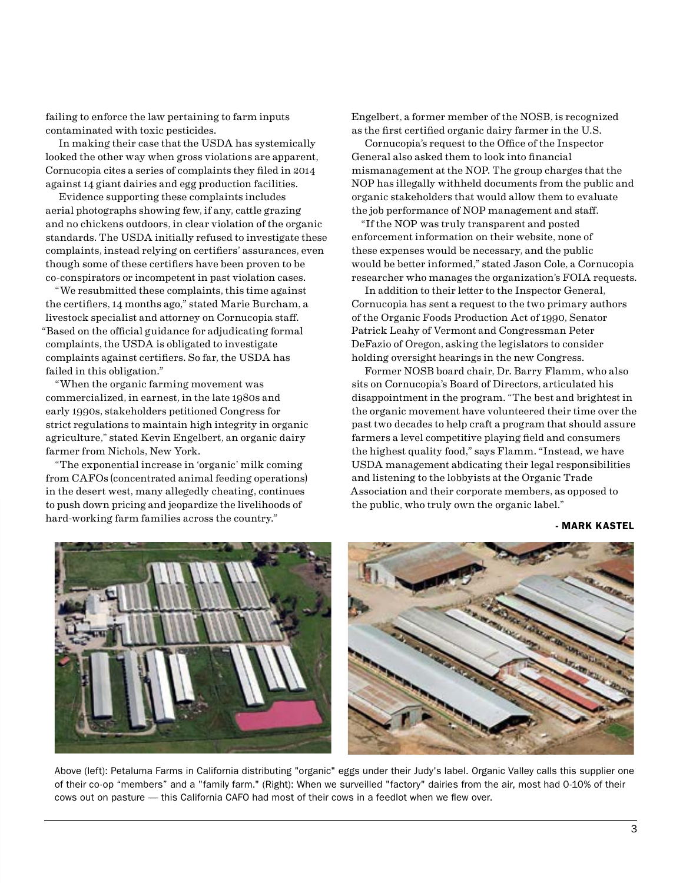failing to enforce the law pertaining to farm inputs contaminated with toxic pesticides.

In making their case that the USDA has systemically looked the other way when gross violations are apparent, Cornucopia cites a series of complaints they filed in 2014 against 14 giant dairies and egg production facilities.

Evidence supporting these complaints includes aerial photographs showing few, if any, cattle grazing and no chickens outdoors, in clear violation of the organic standards. The USDA initially refused to investigate these complaints, instead relying on certifiers' assurances, even though some of these certifiers have been proven to be co-conspirators or incompetent in past violation cases.

"We resubmitted these complaints, this time against the certifiers, 14 months ago," stated Marie Burcham, a livestock specialist and attorney on Cornucopia staff. "Based on the official guidance for adjudicating formal complaints, the USDA is obligated to investigate complaints against certifiers. So far, the USDA has failed in this obligation."

"When the organic farming movement was commercialized, in earnest, in the late 1980s and early 1990s, stakeholders petitioned Congress for strict regulations to maintain high integrity in organic agriculture," stated Kevin Engelbert, an organic dairy farmer from Nichols, New York.

"The exponential increase in 'organic' milk coming from CAFOs (concentrated animal feeding operations) in the desert west, many allegedly cheating, continues to push down pricing and jeopardize the livelihoods of hard-working farm families across the country."

Engelbert, a former member of the NOSB, is recognized as the first certified organic dairy farmer in the U.S.

Cornucopia's request to the Office of the Inspector General also asked them to look into financial mismanagement at the NOP. The group charges that the NOP has illegally withheld documents from the public and organic stakeholders that would allow them to evaluate the job performance of NOP management and staff.

"If the NOP was truly transparent and posted enforcement information on their website, none of these expenses would be necessary, and the public would be better informed," stated Jason Cole, a Cornucopia researcher who manages the organization's FOIA requests.

In addition to their letter to the Inspector General, Cornucopia has sent a request to the two primary authors of the Organic Foods Production Act of 1990, Senator Patrick Leahy of Vermont and Congressman Peter DeFazio of Oregon, asking the legislators to consider holding oversight hearings in the new Congress.

Former NOSB board chair, Dr. Barry Flamm, who also sits on Cornucopia's Board of Directors, articulated his disappointment in the program. "The best and brightest in the organic movement have volunteered their time over the past two decades to help craft a program that should assure farmers a level competitive playing field and consumers the highest quality food," says Flamm. "Instead, we have USDA management abdicating their legal responsibilities and listening to the lobbyists at the Organic Trade Association and their corporate members, as opposed to the public, who truly own the organic label."

**- MARK KASTEL**

Above (left): Petaluma Farms in California distributing "organic" eggs under their Judy's label. Organic Valley calls this supplier one of their co-op "members" and a "family farm." (Right): When we surveilled "factory" dairies from the air, most had 0-10% of their cows out on pasture — this California CAFO had most of their cows in a feedlot when we flew over.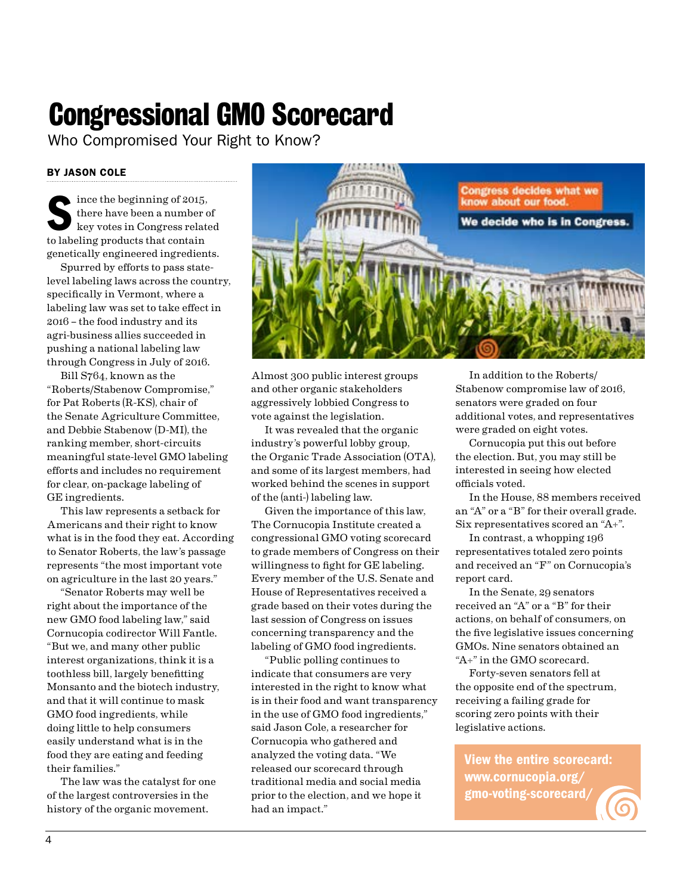# Congressional GMO Scorecard

Who Compromised Your Right to Know?

**BY JASON COLE**

Since the beginning of 2015, there have been a number of key votes in Congress related to labeling products that contain genetically engineered ingredients.

Spurred by efforts to pass state-level labeling laws across the country, specifically in Vermont, where a labeling law was set to take effect in 2016 – the food industry and its agri-business allies succeeded in pushing a national labeling law through Congress in July of 2016.

Bill S764, known as the "Roberts/Stabenow Compromise," for Pat Roberts (R-KS), chair of the Senate Agriculture Committee, and Debbie Stabenow (D-MI), the ranking member, short-circuits meaningful state-level GMO labeling efforts and includes no requirement for clear, on-package labeling of GE ingredients.

This law represents a setback for Americans and their right to know what is in the food they eat. According to Senator Roberts, the law's passage represents "the most important vote on agriculture in the last 20 years."

"Senator Roberts may well be right about the importance of the new GMO food labeling law," said Cornucopia codirector Will Fantle. "But we, and many other public interest organizations, think it is a toothless bill, largely benefitting Monsanto and the biotech industry, and that it will continue to mask GMO food ingredients, while doing little to help consumers easily understand what is in the food they are eating and feeding their families."

The law was the catalyst for one of the largest controversies in the history of the organic movement. Almost 300 public interest groups and other organic stakeholders aggressively lobbied Congress to vote against the legislation.

It was revealed that the organic industry's powerful lobby group, the Organic Trade Association (OTA), and some of its largest members, had worked behind the scenes in support of the (anti-) labeling law.

Given the importance of this law, The Cornucopia Institute created a congressional GMO voting scorecard to grade members of Congress on their willingness to fight for GE labeling. Every member of the U.S. Senate and House of Representatives received a grade based on their votes during the last session of Congress on issues concerning transparency and the labeling of GMO food ingredients.

"Public polling continues to indicate that consumers are very interested in the right to know what is in their food and want transparency in the use of GMO food ingredients," said Jason Cole, a researcher for Cornucopia who gathered and analyzed the voting data. "We released our scorecard through traditional media and social media prior to the election, and we hope it had an impact."

In addition to the Roberts/Stabenow compromise law of 2016, senators were graded on four additional votes, and representatives were graded on eight votes.

Cornucopia put this out before the election. But, you may still be interested in seeing how elected officials voted.

In the House, 88 members received an "A" or a "B" for their overall grade. Six representatives scored an "A+".

In contrast, a whopping 196 representatives totaled zero points and received an "F" on Cornucopia's report card.

In the Senate, 29 senators received an "A" or a "B" for their actions, on behalf of consumers, on the five legislative issues concerning GMOs. Nine senators obtained an "A+" in the GMO scorecard.

Forty-seven senators fell at the opposite end of the spectrum, receiving a failing grade for scoring zero points with their legislative actions.

**View the entire scorecard: www.cornucopia.org/gmo-voting-scorecard/**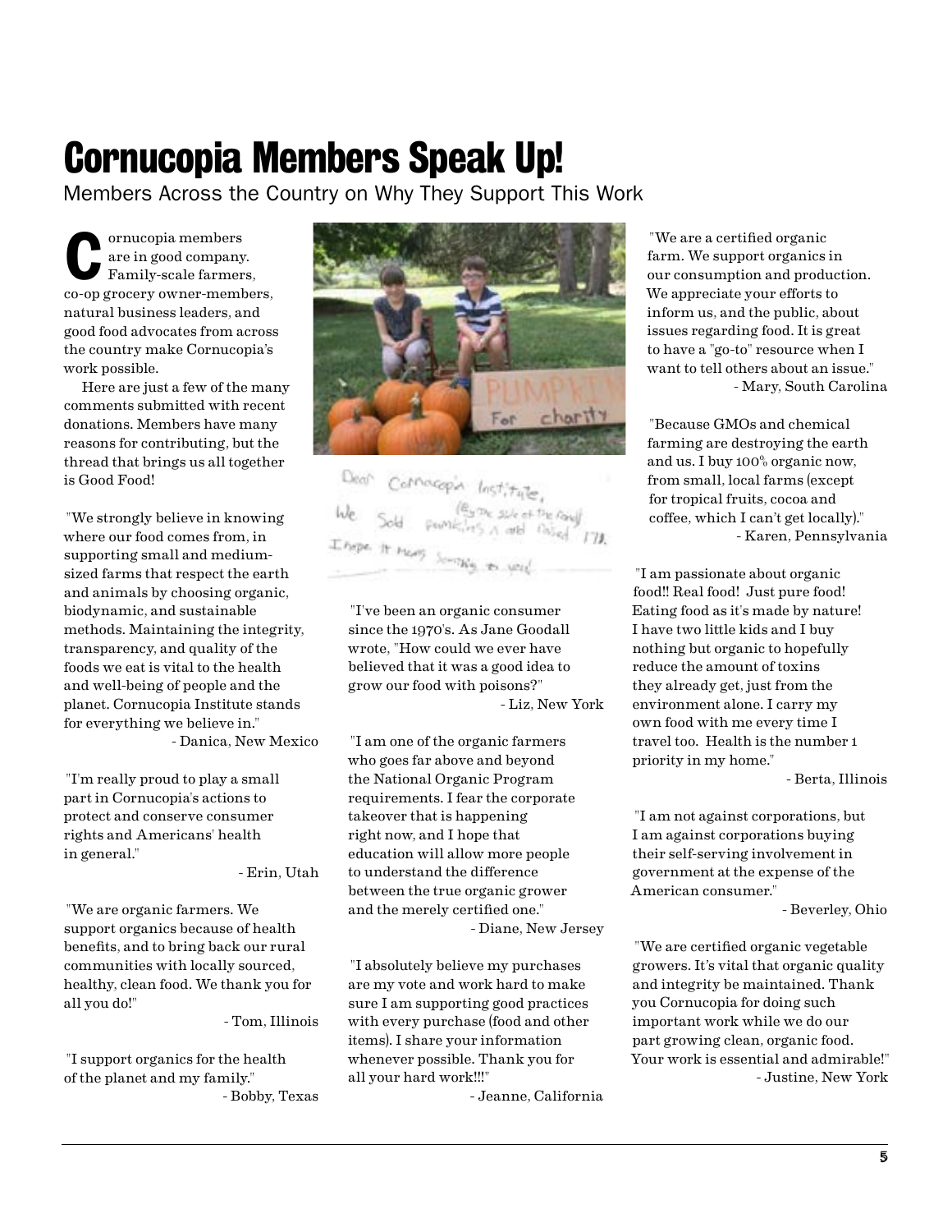# Cornucopia Members Speak Up!

Members Across the Country on Why They Support This Work

Cornucopia members are in good company. Family-scale farmers, co-op grocery owner-members, natural business leaders, and good food advocates from across the country make Cornucopia's work possible.

Here are just a few of the many comments submitted with recent donations. Members have many reasons for contributing, but the thread that brings us all together is Good Food!

"We strongly believe in knowing where our food comes from, in supporting small and medium-sized farms that respect the earth and animals by choosing organic, biodynamic, and sustainable methods. Maintaining the integrity, transparency, and quality of the foods we eat is vital to the health and well-being of people and the planet. Cornucopia Institute stands for everything we believe in."

- Danica, New Mexico

"I'm really proud to play a small part in Cornucopia's actions to protect and conserve consumer rights and Americans' health in general."

- Erin, Utah

"We are organic farmers. We support organics because of health benefits, and to bring back our rural communities with locally sourced, healthy, clean food. We thank you for all you do!"

- Tom, Illinois

"I support organics for the health of the planet and my family."

- Bobby, Texas

"I've been an organic consumer since the 1970's. As Jane Goodall wrote, "How could we ever have believed that it was a good idea to grow our food with poisons?"

- Liz, New York

"I am one of the organic farmers who goes far above and beyond the National Organic Program requirements. I fear the corporate takeover that is happening right now, and I hope that education will allow more people to understand the difference between the true organic grower and the merely certified one."

- Diane, New Jersey

"I absolutely believe my purchases are my vote and work hard to make sure I am supporting good practices with every purchase (food and other items). I share your information whenever possible. Thank you for all your hard work!!!"

- Jeanne, California

"We are a certified organic farm. We support organics in our consumption and production. We appreciate your efforts to inform us, and the public, about issues regarding food. It is great to have a "go-to" resource when I want to tell others about an issue."

- Mary, South Carolina

"Because GMOs and chemical farming are destroying the earth and us. I buy 100% organic now, from small, local farms (except for tropical fruits, cocoa and coffee, which I can't get locally)."

- Karen, Pennsylvania

"I am passionate about organic food!! Real food! Just pure food! Eating food as it's made by nature! I have two little kids and I buy nothing but organic to hopefully reduce the amount of toxins they already get, just from the environment alone. I carry my own food with me every time I travel too. Health is the number 1 priority in my home."

- Berta, Illinois

"I am not against corporations, but I am against corporations buying their self-serving involvement in government at the expense of the American consumer."

- Beverley, Ohio

"We are certified organic vegetable growers. It's vital that organic quality and integrity be maintained. Thank you Cornucopia for doing such important work while we do our part growing clean, organic food. Your work is essential and admirable!"

- Justine, New York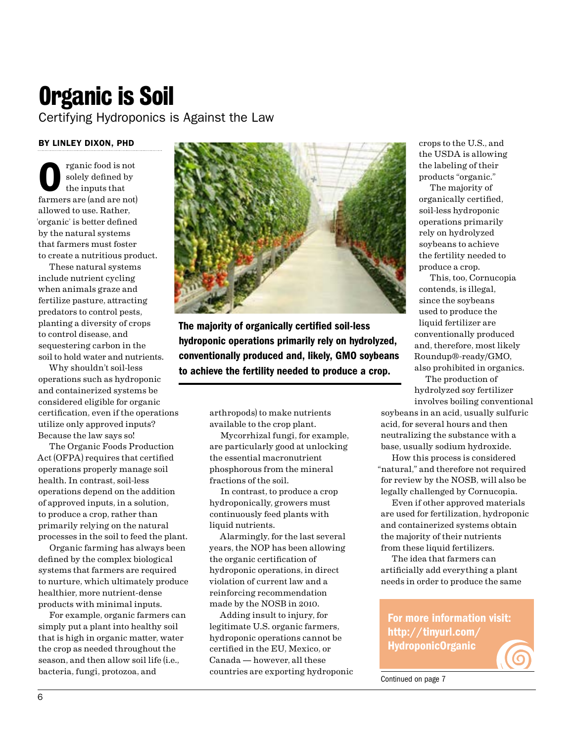# Organic is Soil

## Certifying Hydroponics is Against the Law

**BY LINLEY DIXON, PHD**

Organic food is not solely defined by the inputs that farmers are (and are not) allowed to use. Rather, 'organic' is better defined by the natural systems that farmers must foster to create a nutritious product.

These natural systems include nutrient cycling when animals graze and fertilize pasture, attracting predators to control pests, planting a diversity of crops to control disease, and sequestering carbon in the soil to hold water and nutrients.

Why shouldn't soil-less operations such as hydroponic and containerized systems be considered eligible for organic certification, even if the operations utilize only approved inputs? Because the law says so!

The Organic Foods Production Act (OFPA) requires that certified operations properly manage soil health. In contrast, soil-less operations depend on the addition of approved inputs, in a solution, to produce a crop, rather than primarily relying on the natural processes in the soil to feed the plant.

Organic farming has always been defined by the complex biological systems that farmers are required to nurture, which ultimately produce healthier, more nutrient-dense products with minimal inputs.

For example, organic farmers can simply put a plant into healthy soil that is high in organic matter, water the crop as needed throughout the season, and then allow soil life (i.e., bacteria, fungi, protozoa, and arthropods) to make nutrients available to the crop plant.

Mycorrhizal fungi, for example, are particularly good at unlocking the essential macronutrient phosphorous from the mineral fractions of the soil.

In contrast, to produce a crop hydroponically, growers must continuously feed plants with liquid nutrients.

Alarmingly, for the last several years, the NOP has been allowing the organic certification of hydroponic operations, in direct violation of current law and a reinforcing recommendation made by the NOSB in 2010.

Adding insult to injury, for legitimate U.S. organic farmers, hydroponic operations cannot be certified in the EU, Mexico, or Canada — however, all these countries are exporting hydroponic crops to the U.S., and the USDA is allowing the labeling of their products "organic."

**The majority of organically certified soil-less hydroponic operations primarily rely on hydrolyzed, conventionally produced and, likely, GMO soybeans to achieve the fertility needed to produce a crop.**

The majority of organically certified, soil-less hydroponic operations primarily rely on hydrolyzed soybeans to achieve the fertility needed to produce a crop.

This, too, Cornucopia contends, is illegal, since the soybeans used to produce the liquid fertilizer are conventionally produced and, therefore, most likely Roundup®-ready/GMO, also prohibited in organics.

The production of hydrolyzed soy fertilizer involves boiling conventional soybeans in an acid, usually sulfuric acid, for several hours and then neutralizing the substance with a base, usually sodium hydroxide.

How this process is considered "natural," and therefore not required for review by the NOSB, will also be legally challenged by Cornucopia.

Even if other approved materials are used for fertilization, hydroponic and containerized systems obtain the majority of their nutrients from these liquid fertilizers.

The idea that farmers can artificially add everything a plant needs in order to produce the same

**For more information visit: http://tinyurl.com/HydroponicOrganic**

Continued on page 7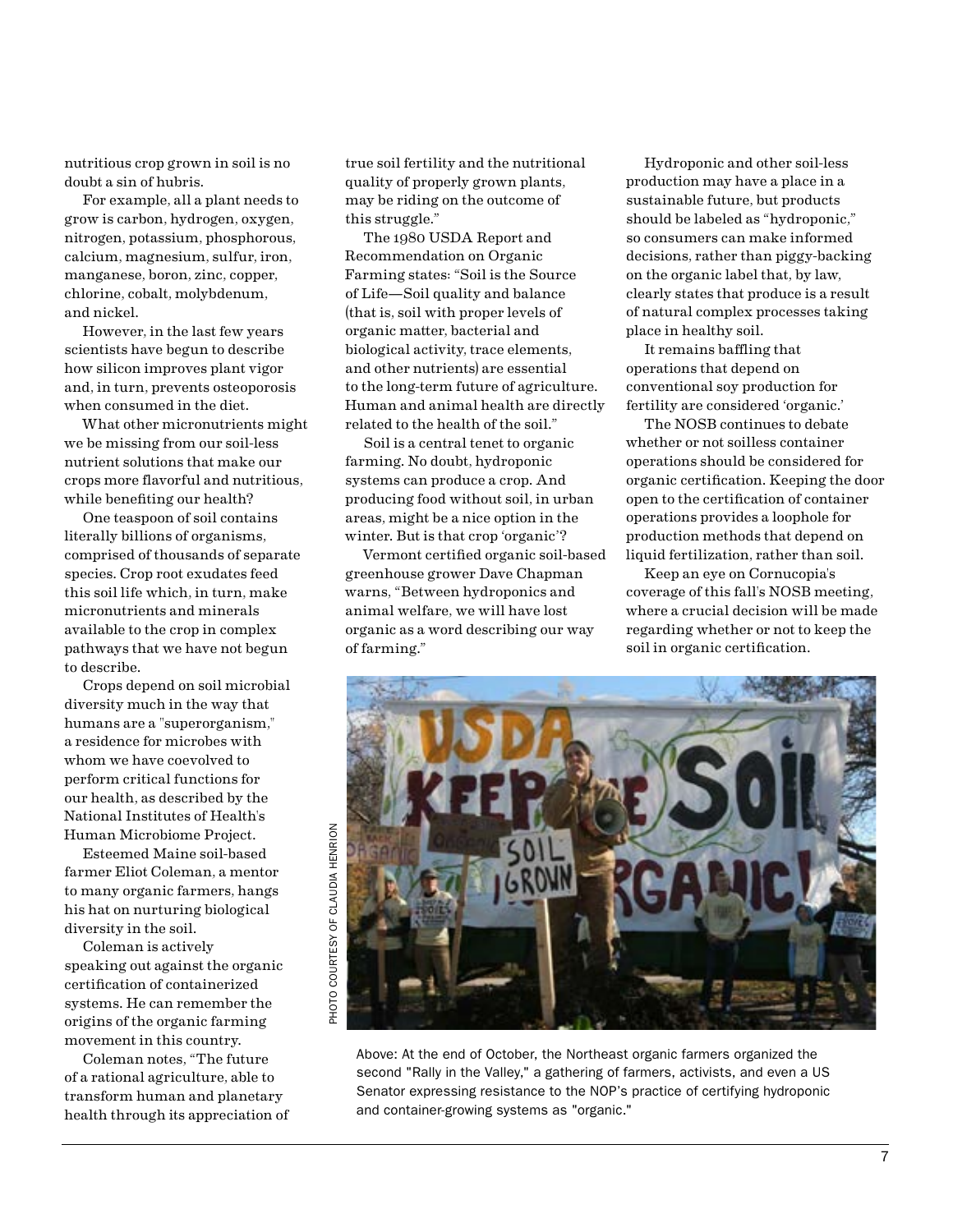nutritious crop grown in soil is no doubt a sin of hubris.

For example, all a plant needs to grow is carbon, hydrogen, oxygen, nitrogen, potassium, phosphorous, calcium, magnesium, sulfur, iron, manganese, boron, zinc, copper, chlorine, cobalt, molybdenum, and nickel.

However, in the last few years scientists have begun to describe how silicon improves plant vigor and, in turn, prevents osteoporosis when consumed in the diet.

What other micronutrients might we be missing from our soil-less nutrient solutions that make our crops more flavorful and nutritious, while benefiting our health?

One teaspoon of soil contains literally billions of organisms, comprised of thousands of separate species. Crop root exudates feed this soil life which, in turn, make micronutrients and minerals available to the crop in complex pathways that we have not begun to describe.

Crops depend on soil microbial diversity much in the way that humans are a "superorganism," a residence for microbes with whom we have coevolved to perform critical functions for our health, as described by the National Institutes of Health's Human Microbiome Project.

Esteemed Maine soil-based farmer Eliot Coleman, a mentor to many organic farmers, hangs his hat on nurturing biological diversity in the soil.

Coleman is actively speaking out against the organic certification of containerized systems. He can remember the origins of the organic farming movement in this country.

Coleman notes, "The future of a rational agriculture, able to transform human and planetary health through its appreciation of true soil fertility and the nutritional quality of properly grown plants, may be riding on the outcome of this struggle."

The 1980 USDA Report and Recommendation on Organic Farming states: "Soil is the Source of Life—Soil quality and balance (that is, soil with proper levels of organic matter, bacterial and biological activity, trace elements, and other nutrients) are essential to the long-term future of agriculture. Human and animal health are directly related to the health of the soil."

Soil is a central tenet to organic farming. No doubt, hydroponic systems can produce a crop. And producing food without soil, in urban areas, might be a nice option in the winter. But is that crop 'organic'?

Vermont certified organic soil-based greenhouse grower Dave Chapman warns, "Between hydroponics and animal welfare, we will have lost organic as a word describing our way of farming."

Hydroponic and other soil-less production may have a place in a sustainable future, but products should be labeled as "hydroponic," so consumers can make informed decisions, rather than piggy-backing on the organic label that, by law, clearly states that produce is a result of natural complex processes taking place in healthy soil.

It remains baffling that operations that depend on conventional soy production for fertility are considered 'organic.'

The NOSB continues to debate whether or not soilless container operations should be considered for organic certification. Keeping the door open to the certification of container operations provides a loophole for production methods that depend on liquid fertilization, rather than soil.

Keep an eye on Cornucopia's coverage of this fall's NOSB meeting, where a crucial decision will be made regarding whether or not to keep the soil in organic certification.

PHOTO COURTESY OF CLAUDIA HENRION

Above: At the end of October, the Northeast organic farmers organized the second "Rally in the Valley," a gathering of farmers, activists, and even a US Senator expressing resistance to the NOP's practice of certifying hydroponic and container-growing systems as "organic."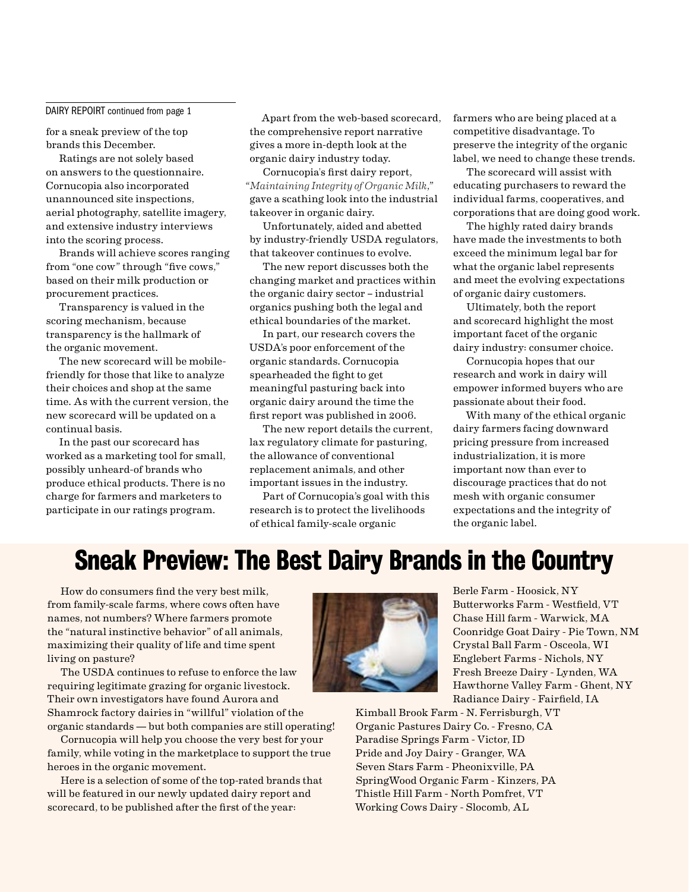DAIRY REPOIRT continued from page 1

for a sneak preview of the top brands this December.

Ratings are not solely based on answers to the questionnaire. Cornucopia also incorporated unannounced site inspections, aerial photography, satellite imagery, and extensive industry interviews into the scoring process.

Brands will achieve scores ranging from "one cow" through "five cows," based on their milk production or procurement practices.

Transparency is valued in the scoring mechanism, because transparency is the hallmark of the organic movement.

The new scorecard will be mobile-friendly for those that like to analyze their choices and shop at the same time. As with the current version, the new scorecard will be updated on a continual basis.

In the past our scorecard has worked as a marketing tool for small, possibly unheard-of brands who produce ethical products. There is no charge for farmers and marketers to participate in our ratings program.

Apart from the web-based scorecard, the comprehensive report narrative gives a more in-depth look at the organic dairy industry today.

Cornucopia's first dairy report, "*Maintaining Integrity of Organic Milk*," gave a scathing look into the industrial takeover in organic dairy.

Unfortunately, aided and abetted by industry-friendly USDA regulators, that takeover continues to evolve.

The new report discusses both the changing market and practices within the organic dairy sector – industrial organics pushing both the legal and ethical boundaries of the market.

In part, our research covers the USDA's poor enforcement of the organic standards. Cornucopia spearheaded the fight to get meaningful pasturing back into organic dairy around the time the first report was published in 2006.

The new report details the current, lax regulatory climate for pasturing, the allowance of conventional replacement animals, and other important issues in the industry.

Part of Cornucopia's goal with this research is to protect the livelihoods of ethical family-scale organic farmers who are being placed at a competitive disadvantage. To preserve the integrity of the organic label, we need to change these trends.

The scorecard will assist with educating purchasers to reward the individual farms, cooperatives, and corporations that are doing good work.

The highly rated dairy brands have made the investments to both exceed the minimum legal bar for what the organic label represents and meet the evolving expectations of organic dairy customers.

Ultimately, both the report and scorecard highlight the most important facet of the organic dairy industry: consumer choice.

Cornucopia hopes that our research and work in dairy will empower informed buyers who are passionate about their food.

With many of the ethical organic dairy farmers facing downward pricing pressure from increased industrialization, it is more important now than ever to discourage practices that do not mesh with organic consumer expectations and the integrity of the organic label.

# Sneak Preview: The Best Dairy Brands in the Country

How do consumers find the very best milk, from family-scale farms, where cows often have names, not numbers? Where farmers promote the "natural instinctive behavior" of all animals, maximizing their quality of life and time spent living on pasture?

The USDA continues to refuse to enforce the law requiring legitimate grazing for organic livestock. Their own investigators have found Aurora and Shamrock factory dairies in "willful" violation of the organic standards — but both companies are still operating!

Cornucopia will help you choose the very best for your family, while voting in the marketplace to support the true heroes in the organic movement.

Here is a selection of some of the top-rated brands that will be featured in our newly updated dairy report and scorecard, to be published after the first of the year:

Berle Farm - Hoosick, NY
Butterworks Farm - Westfield, VT
Chase Hill farm - Warwick, MA
Coonridge Goat Dairy - Pie Town, NM
Crystal Ball Farm - Osceola, WI
Englebert Farms - Nichols, NY
Fresh Breeze Dairy - Lynden, WA
Hawthorne Valley Farm - Ghent, NY
Radiance Dairy - Fairfield, IA
Kimball Brook Farm - N. Ferrisburgh, VT
Organic Pastures Dairy Co. - Fresno, CA
Paradise Springs Farm - Victor, ID
Pride and Joy Dairy - Granger, WA
Seven Stars Farm - Pheonixville, PA
SpringWood Organic Farm - Kinzers, PA
Thistle Hill Farm - North Pomfret, VT
Working Cows Dairy - Slocomb, AL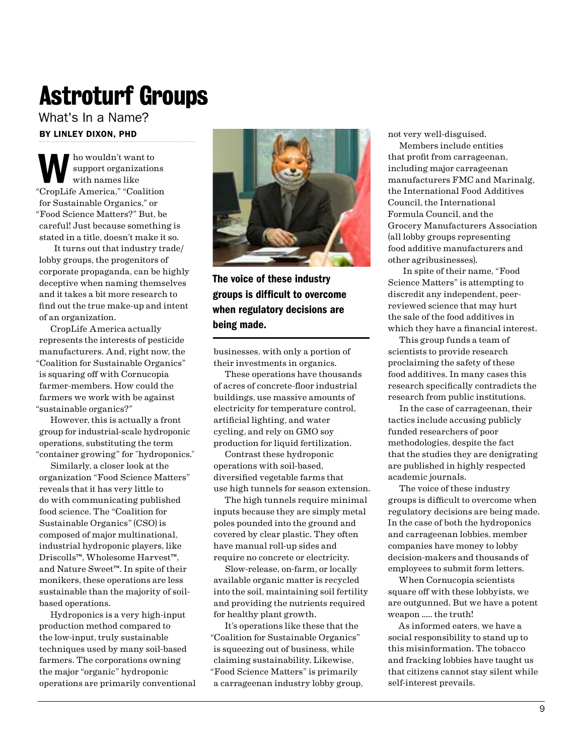# Astroturf Groups

## What's In a Name?

**BY LINLEY DIXON, PHD**

Who wouldn't want to support organizations with names like "CropLife America," "Coalition for Sustainable Organics," or "Food Science Matters?" But, be careful! Just because something is stated in a title, doesn't make it so.

It turns out that industry trade/lobby groups, the progenitors of corporate propaganda, can be highly deceptive when naming themselves and it takes a bit more research to find out the true make-up and intent of an organization.

CropLife America actually represents the interests of pesticide manufacturers. And, right now, the "Coalition for Sustainable Organics" is squaring off with Cornucopia farmer-members. How could the farmers we work with be against "sustainable organics?"

However, this is actually a front group for industrial-scale hydroponic operations, substituting the term "container growing" for "hydroponics."

Similarly, a closer look at the organization "Food Science Matters" reveals that it has very little to do with communicating published food science. The "Coalition for Sustainable Organics" (CSO) is composed of major multinational, industrial hydroponic players, like Driscolls™, Wholesome Harvest™, and Nature Sweet™. In spite of their monikers, these operations are less sustainable than the majority of soil-based operations.

Hydroponics is a very high-input production method compared to the low-input, truly sustainable techniques used by many soil-based farmers. The corporations owning the major "organic" hydroponic operations are primarily conventional businesses, with only a portion of their investments in organics.

**The voice of these industry groups is difficult to overcome when regulatory decisions are being made.**

These operations have thousands of acres of concrete-floor industrial buildings, use massive amounts of electricity for temperature control, artificial lighting, and water cycling, and rely on GMO soy production for liquid fertilization.

Contrast these hydroponic operations with soil-based, diversified vegetable farms that use high tunnels for season extension.

The high tunnels require minimal inputs because they are simply metal poles pounded into the ground and covered by clear plastic. They often have manual roll-up sides and require no concrete or electricity.

Slow-release, on-farm, or locally available organic matter is recycled into the soil, maintaining soil fertility and providing the nutrients required for healthy plant growth.

It's operations like these that the "Coalition for Sustainable Organics" is squeezing out of business, while claiming sustainability. Likewise, "Food Science Matters" is primarily a carrageenan industry lobby group, not very well-disguised.

Members include entities that profit from carrageenan, including major carrageenan manufacturers FMC and Marinalg, the International Food Additives Council, the International Formula Council, and the Grocery Manufacturers Association (all lobby groups representing food additive manufacturers and other agribusinesses).

In spite of their name, "Food Science Matters" is attempting to discredit any independent, peer-reviewed science that may hurt the sale of the food additives in which they have a financial interest.

This group funds a team of scientists to provide research proclaiming the safety of these food additives. In many cases this research specifically contradicts the research from public institutions.

In the case of carrageenan, their tactics include accusing publicly funded researchers of poor methodologies, despite the fact that the studies they are denigrating are published in highly respected academic journals.

The voice of these industry groups is difficult to overcome when regulatory decisions are being made. In the case of both the hydroponics and carrageenan lobbies, member companies have money to lobby decision-makers and thousands of employees to submit form letters.

When Cornucopia scientists square off with these lobbyists, we are outgunned. But we have a potent weapon ..... the truth!

As informed eaters, we have a social responsibility to stand up to this misinformation. The tobacco and fracking lobbies have taught us that citizens cannot stay silent while self-interest prevails.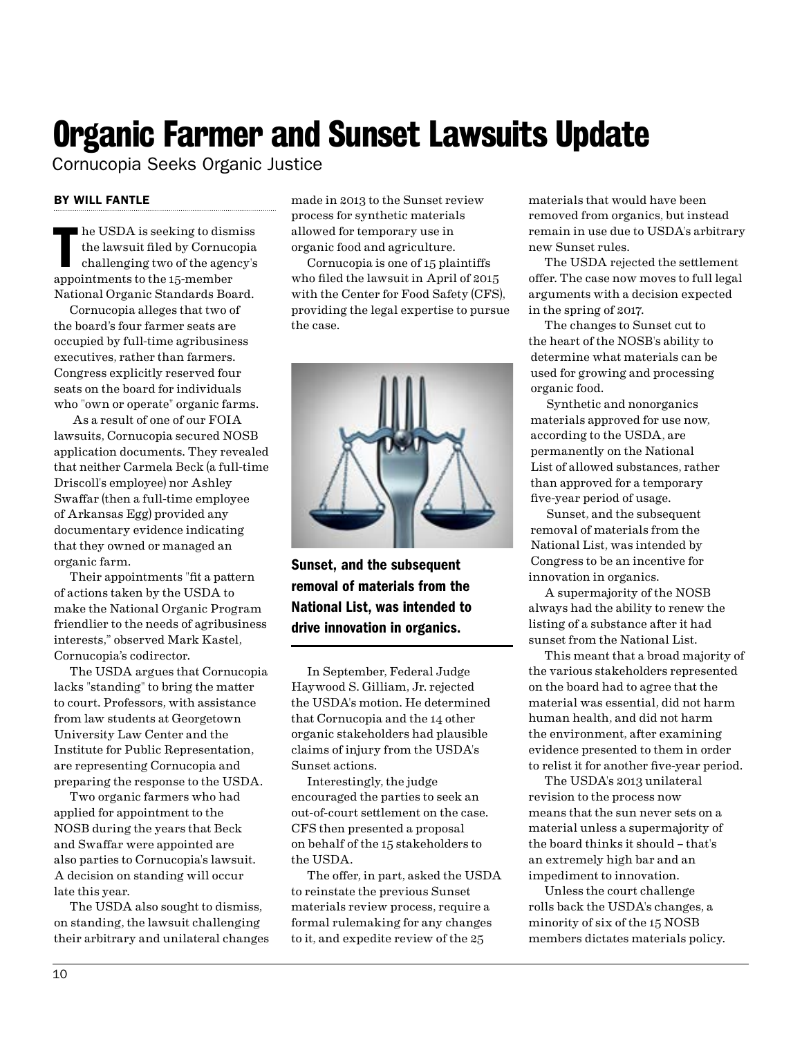# Organic Farmer and Sunset Lawsuits Update

Cornucopia Seeks Organic Justice

**BY WILL FANTLE**

The USDA is seeking to dismiss the lawsuit filed by Cornucopia challenging two of the agency's appointments to the 15-member National Organic Standards Board.

Cornucopia alleges that two of the board's four farmer seats are occupied by full-time agribusiness executives, rather than farmers. Congress explicitly reserved four seats on the board for individuals who "own or operate" organic farms.

As a result of one of our FOIA lawsuits, Cornucopia secured NOSB application documents. They revealed that neither Carmela Beck (a full-time Driscoll's employee) nor Ashley Swaffar (then a full-time employee of Arkansas Egg) provided any documentary evidence indicating that they owned or managed an organic farm.

Their appointments "fit a pattern of actions taken by the USDA to make the National Organic Program friendlier to the needs of agribusiness interests," observed Mark Kastel, Cornucopia's codirector.

The USDA argues that Cornucopia lacks "standing" to bring the matter to court. Professors, with assistance from law students at Georgetown University Law Center and the Institute for Public Representation, are representing Cornucopia and preparing the response to the USDA.

Two organic farmers who had applied for appointment to the NOSB during the years that Beck and Swaffar were appointed are also parties to Cornucopia's lawsuit. A decision on standing will occur late this year.

The USDA also sought to dismiss, on standing, the lawsuit challenging their arbitrary and unilateral changes made in 2013 to the Sunset review process for synthetic materials allowed for temporary use in organic food and agriculture.

Cornucopia is one of 15 plaintiffs who filed the lawsuit in April of 2015 with the Center for Food Safety (CFS), providing the legal expertise to pursue the case.

**Sunset, and the subsequent removal of materials from the National List, was intended to drive innovation in organics.**

In September, Federal Judge Haywood S. Gilliam, Jr. rejected the USDA's motion. He determined that Cornucopia and the 14 other organic stakeholders had plausible claims of injury from the USDA's Sunset actions.

Interestingly, the judge encouraged the parties to seek an out-of-court settlement on the case. CFS then presented a proposal on behalf of the 15 stakeholders to the USDA.

The offer, in part, asked the USDA to reinstate the previous Sunset materials review process, require a formal rulemaking for any changes to it, and expedite review of the 25 materials that would have been removed from organics, but instead remain in use due to USDA's arbitrary new Sunset rules.

The USDA rejected the settlement offer. The case now moves to full legal arguments with a decision expected in the spring of 2017.

The changes to Sunset cut to the heart of the NOSB's ability to determine what materials can be used for growing and processing organic food.

Synthetic and nonorganics materials approved for use now, according to the USDA, are permanently on the National List of allowed substances, rather than approved for a temporary five-year period of usage.

Sunset, and the subsequent removal of materials from the National List, was intended by Congress to be an incentive for innovation in organics.

A supermajority of the NOSB always had the ability to renew the listing of a substance after it had sunset from the National List.

This meant that a broad majority of the various stakeholders represented on the board had to agree that the material was essential, did not harm human health, and did not harm the environment, after examining evidence presented to them in order to relist it for another five-year period.

The USDA's 2013 unilateral revision to the process now means that the sun never sets on a material unless a supermajority of the board thinks it should – that's an extremely high bar and an impediment to innovation.

Unless the court challenge rolls back the USDA's changes, a minority of six of the 15 NOSB members dictates materials policy.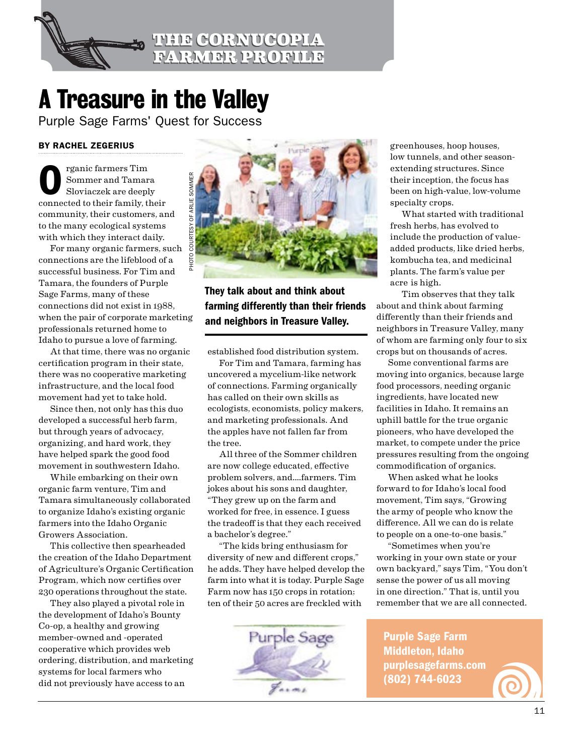THE CORNUCOPIA FARMER PROFILE

# A Treasure in the Valley

## Purple Sage Farms' Quest for Success

**BY RACHEL ZEGERIUS**

Organic farmers Tim Sommer and Tamara Sloviaczek are deeply connected to their family, their community, their customers, and to the many ecological systems with which they interact daily.

For many organic farmers, such connections are the lifeblood of a successful business. For Tim and Tamara, the founders of Purple Sage Farms, many of these connections did not exist in 1988, when the pair of corporate marketing professionals returned home to Idaho to pursue a love of farming.

At that time, there was no organic certification program in their state, there was no cooperative marketing infrastructure, and the local food movement had yet to take hold.

Since then, not only has this duo developed a successful herb farm, but through years of advocacy, organizing, and hard work, they have helped spark the good food movement in southwestern Idaho.

While embarking on their own organic farm venture, Tim and Tamara simultaneously collaborated to organize Idaho's existing organic farmers into the Idaho Organic Growers Association.

This collective then spearheaded the creation of the Idaho Department of Agriculture's Organic Certification Program, which now certifies over 230 operations throughout the state.

They also played a pivotal role in the development of Idaho's Bounty Co-op, a healthy and growing member-owned and -operated cooperative which provides web ordering, distribution, and marketing systems for local farmers who did not previously have access to an established food distribution system.

PHOTO COURTESY OF ARLIE SOMMER

**They talk about and think about farming differently than their friends and neighbors in Treasure Valley.**

For Tim and Tamara, farming has uncovered a mycelium-like network of connections. Farming organically has called on their own skills as ecologists, economists, policy makers, and marketing professionals. And the apples have not fallen far from the tree.

All three of the Sommer children are now college educated, effective problem solvers, and....farmers. Tim jokes about his sons and daughter, "They grew up on the farm and worked for free, in essence. I guess the tradeoff is that they each received a bachelor's degree."

"The kids bring enthusiasm for diversity of new and different crops," he adds. They have helped develop the farm into what it is today. Purple Sage Farm now has 150 crops in rotation; ten of their 50 acres are freckled with greenhouses, hoop houses, low tunnels, and other season-extending structures. Since their inception, the focus has been on high-value, low-volume specialty crops.

What started with traditional fresh herbs, has evolved to include the production of value-added products, like dried herbs, kombucha tea, and medicinal plants. The farm's value per acre is high.

Tim observes that they talk about and think about farming differently than their friends and neighbors in Treasure Valley, many of whom are farming only four to six crops but on thousands of acres.

Some conventional farms are moving into organics, because large food processors, needing organic ingredients, have located new facilities in Idaho. It remains an uphill battle for the true organic pioneers, who have developed the market, to compete under the price pressures resulting from the ongoing commodification of organics.

When asked what he looks forward to for Idaho's local food movement, Tim says, "Growing the army of people who know the difference. All we can do is relate to people on a one-to-one basis."

"Sometimes when you're working in your own state or your own backyard," says Tim, "You don't sense the power of us all moving in one direction." That is, until you remember that we are all connected.

**Purple Sage Farm**
**Middleton, Idaho**
**purplesagefarms.com**
**(802) 744-6023**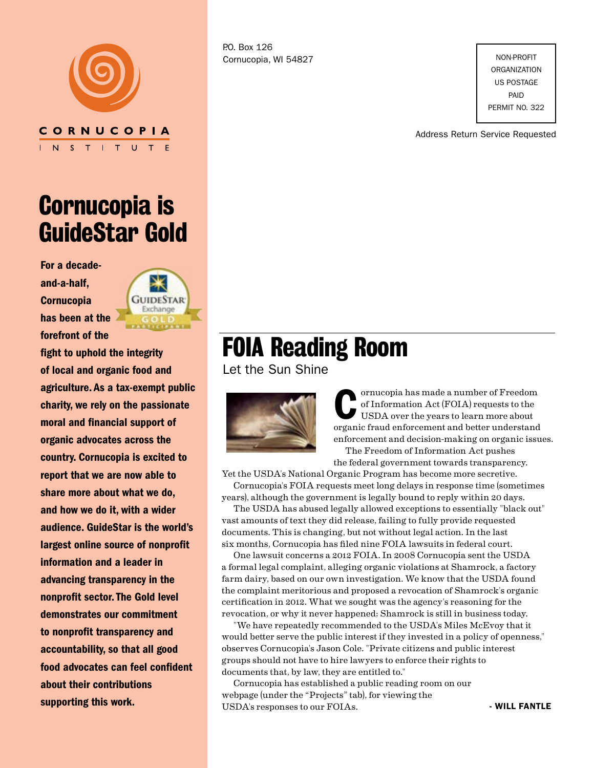CORNUCOPIA INSTITUTE

## Cornucopia is GuideStar Gold

**For a decade-and-a-half, Cornucopia has been at the forefront of the fight to uphold the integrity of local and organic food and agriculture. As a tax-exempt public charity, we rely on the passionate moral and financial support of organic advocates across the country. Cornucopia is excited to report that we are now able to share more about what we do, and how we do it, with a wider audience. GuideStar is the world's largest online source of nonprofit information and a leader in advancing transparency in the nonprofit sector. The Gold level demonstrates our commitment to nonprofit transparency and accountability, so that all good food advocates can feel confident about their contributions supporting this work.**

P.O. Box 126
Cornucopia, WI 54827

NON-PROFIT ORGANIZATION
US POSTAGE
PAID
PERMIT NO. 322

Address Return Service Requested

## FOIA Reading Room

Let the Sun Shine

Cornucopia has made a number of Freedom of Information Act (FOIA) requests to the USDA over the years to learn more about organic fraud enforcement and better understand enforcement and decision-making on organic issues.

The Freedom of Information Act pushes the federal government towards transparency. Yet the USDA's National Organic Program has become more secretive.

Cornucopia's FOIA requests meet long delays in response time (sometimes years), although the government is legally bound to reply within 20 days.

The USDA has abused legally allowed exceptions to essentially "black out" vast amounts of text they did release, failing to fully provide requested documents. This is changing, but not without legal action. In the last six months, Cornucopia has filed nine FOIA lawsuits in federal court.

One lawsuit concerns a 2012 FOIA. In 2008 Cornucopia sent the USDA a formal legal complaint, alleging organic violations at Shamrock, a factory farm dairy, based on our own investigation. We know that the USDA found the complaint meritorious and proposed a revocation of Shamrock's organic certification in 2012. What we sought was the agency's reasoning for the revocation, or why it never happened; Shamrock is still in business today.

"We have repeatedly recommended to the USDA's Miles McEvoy that it would better serve the public interest if they invested in a policy of openness," observes Cornucopia's Jason Cole. "Private citizens and public interest groups should not have to hire lawyers to enforce their rights to documents that, by law, they are entitled to."

Cornucopia has established a public reading room on our webpage (under the "Projects" tab), for viewing the USDA's responses to our FOIAs.

**- WILL FANTLE**